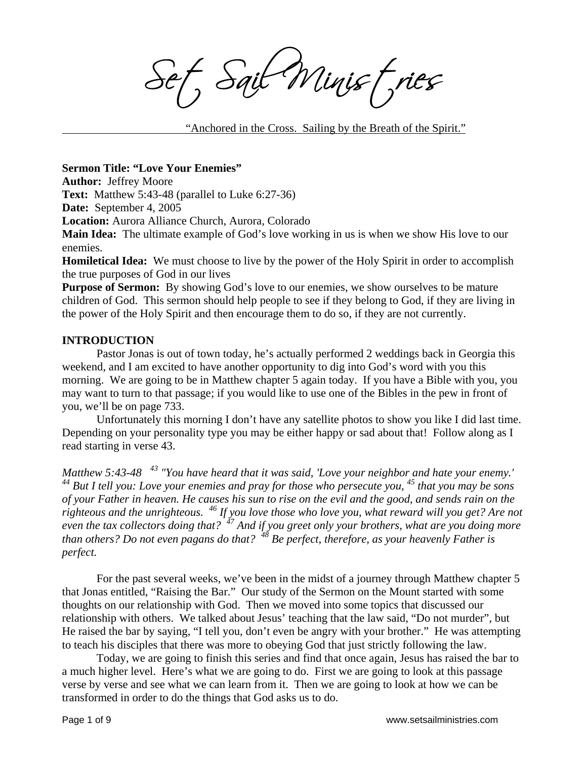# Set Sail Ministries

"Anchored in the Cross. Sailing by the Breath of the Spirit."

**Sermon Title: "Love Your Enemies"**
**Author:** Jeffrey Moore
**Text:** Matthew 5:43-48 (parallel to Luke 6:27-36)
**Date:** September 4, 2005
**Location:** Aurora Alliance Church, Aurora, Colorado
**Main Idea:** The ultimate example of God's love working in us is when we show His love to our enemies.
**Homiletical Idea:** We must choose to live by the power of the Holy Spirit in order to accomplish the true purposes of God in our lives
**Purpose of Sermon:** By showing God's love to our enemies, we show ourselves to be mature children of God. This sermon should help people to see if they belong to God, if they are living in the power of the Holy Spirit and then encourage them to do so, if they are not currently.

## INTRODUCTION

Pastor Jonas is out of town today, he's actually performed 2 weddings back in Georgia this weekend, and I am excited to have another opportunity to dig into God's word with you this morning. We are going to be in Matthew chapter 5 again today. If you have a Bible with you, you may want to turn to that passage; if you would like to use one of the Bibles in the pew in front of you, we'll be on page 733.

Unfortunately this morning I don't have any satellite photos to show you like I did last time. Depending on your personality type you may be either happy or sad about that! Follow along as I read starting in verse 43.

*Matthew 5:43-48* [43] *"You have heard that it was said, 'Love your neighbor and hate your enemy.'* [44] *But I tell you: Love your enemies and pray for those who persecute you,* [45] *that you may be sons of your Father in heaven. He causes his sun to rise on the evil and the good, and sends rain on the righteous and the unrighteous.* [46] *If you love those who love you, what reward will you get? Are not even the tax collectors doing that?* [47] *And if you greet only your brothers, what are you doing more than others? Do not even pagans do that?* [48] *Be perfect, therefore, as your heavenly Father is perfect.*

For the past several weeks, we've been in the midst of a journey through Matthew chapter 5 that Jonas entitled, "Raising the Bar." Our study of the Sermon on the Mount started with some thoughts on our relationship with God. Then we moved into some topics that discussed our relationship with others. We talked about Jesus' teaching that the law said, "Do not murder", but He raised the bar by saying, "I tell you, don't even be angry with your brother." He was attempting to teach his disciples that there was more to obeying God that just strictly following the law.

Today, we are going to finish this series and find that once again, Jesus has raised the bar to a much higher level. Here's what we are going to do. First we are going to look at this passage verse by verse and see what we can learn from it. Then we are going to look at how we can be transformed in order to do the things that God asks us to do.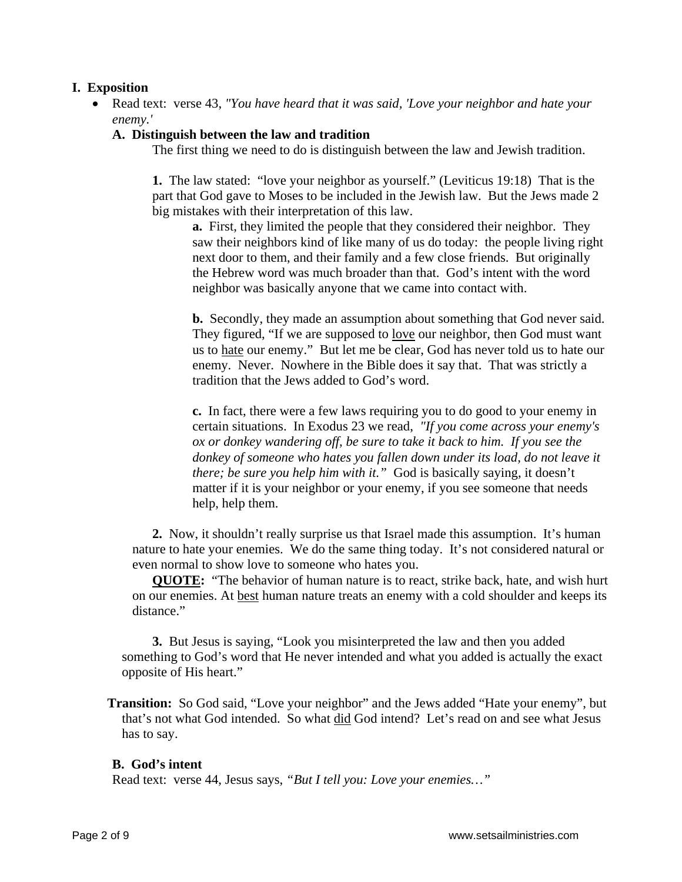## I. Exposition

- Read text: verse 43, *"You have heard that it was said, 'Love your neighbor and hate your enemy.'*

### A. Distinguish between the law and tradition

The first thing we need to do is distinguish between the law and Jewish tradition.

**1.** The law stated: "love your neighbor as yourself." (Leviticus 19:18) That is the part that God gave to Moses to be included in the Jewish law. But the Jews made 2 big mistakes with their interpretation of this law.

**a.** First, they limited the people that they considered their neighbor. They saw their neighbors kind of like many of us do today: the people living right next door to them, and their family and a few close friends. But originally the Hebrew word was much broader than that. God's intent with the word neighbor was basically anyone that we came into contact with.

**b.** Secondly, they made an assumption about something that God never said. They figured, "If we are supposed to <u>love</u> our neighbor, then God must want us to <u>hate</u> our enemy." But let me be clear, God has never told us to hate our enemy. Never. Nowhere in the Bible does it say that. That was strictly a tradition that the Jews added to God's word.

**c.** In fact, there were a few laws requiring you to do good to your enemy in certain situations. In Exodus 23 we read, *"If you come across your enemy's ox or donkey wandering off, be sure to take it back to him. If you see the donkey of someone who hates you fallen down under its load, do not leave it there; be sure you help him with it."* God is basically saying, it doesn't matter if it is your neighbor or your enemy, if you see someone that needs help, help them.

**2.** Now, it shouldn't really surprise us that Israel made this assumption. It's human nature to hate your enemies. We do the same thing today. It's not considered natural or even normal to show love to someone who hates you.

**<u>QUOTE</u>:** "The behavior of human nature is to react, strike back, hate, and wish hurt on our enemies. At <u>best</u> human nature treats an enemy with a cold shoulder and keeps its distance."

**3.** But Jesus is saying, "Look you misinterpreted the law and then you added something to God's word that He never intended and what you added is actually the exact opposite of His heart."

**Transition:** So God said, "Love your neighbor" and the Jews added "Hate your enemy", but that's not what God intended. So what <u>did</u> God intend? Let's read on and see what Jesus has to say.

### B. God's intent

Read text: verse 44, Jesus says, *"But I tell you: Love your enemies…"*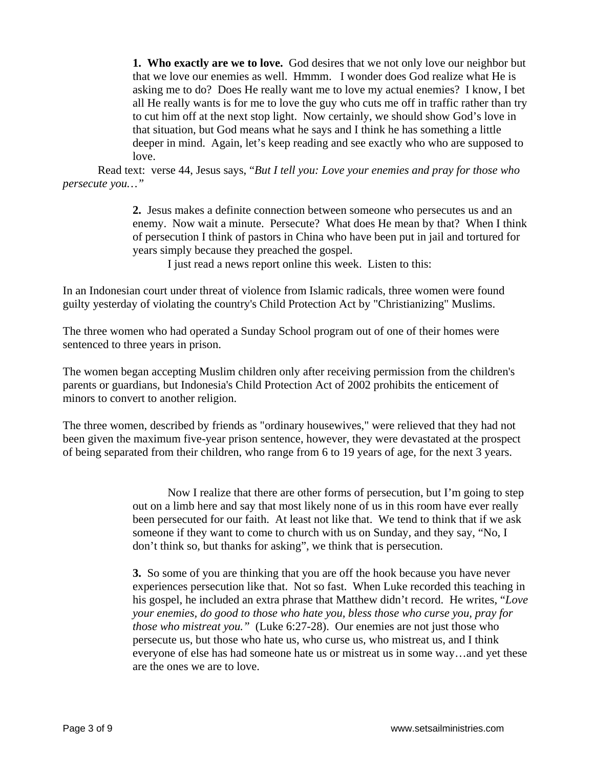**1. Who exactly are we to love.** God desires that we not only love our neighbor but that we love our enemies as well. Hmmm. I wonder does God realize what He is asking me to do? Does He really want me to love my actual enemies? I know, I bet all He really wants is for me to love the guy who cuts me off in traffic rather than try to cut him off at the next stop light. Now certainly, we should show God's love in that situation, but God means what he says and I think he has something a little deeper in mind. Again, let's keep reading and see exactly who who are supposed to love.

Read text: verse 44, Jesus says, "*But I tell you: Love your enemies and pray for those who persecute you…*"

**2.** Jesus makes a definite connection between someone who persecutes us and an enemy. Now wait a minute. Persecute? What does He mean by that? When I think of persecution I think of pastors in China who have been put in jail and tortured for years simply because they preached the gospel.

I just read a news report online this week. Listen to this:

In an Indonesian court under threat of violence from Islamic radicals, three women were found guilty yesterday of violating the country's Child Protection Act by "Christianizing" Muslims.

The three women who had operated a Sunday School program out of one of their homes were sentenced to three years in prison.

The women began accepting Muslim children only after receiving permission from the children's parents or guardians, but Indonesia's Child Protection Act of 2002 prohibits the enticement of minors to convert to another religion.

The three women, described by friends as "ordinary housewives," were relieved that they had not been given the maximum five-year prison sentence, however, they were devastated at the prospect of being separated from their children, who range from 6 to 19 years of age, for the next 3 years.

Now I realize that there are other forms of persecution, but I'm going to step out on a limb here and say that most likely none of us in this room have ever really been persecuted for our faith. At least not like that. We tend to think that if we ask someone if they want to come to church with us on Sunday, and they say, "No, I don't think so, but thanks for asking", we think that is persecution.

**3.** So some of you are thinking that you are off the hook because you have never experiences persecution like that. Not so fast. When Luke recorded this teaching in his gospel, he included an extra phrase that Matthew didn't record. He writes, "*Love your enemies, do good to those who hate you, bless those who curse you, pray for those who mistreat you.*" (Luke 6:27-28). Our enemies are not just those who persecute us, but those who hate us, who curse us, who mistreat us, and I think everyone of else has had someone hate us or mistreat us in some way…and yet these are the ones we are to love.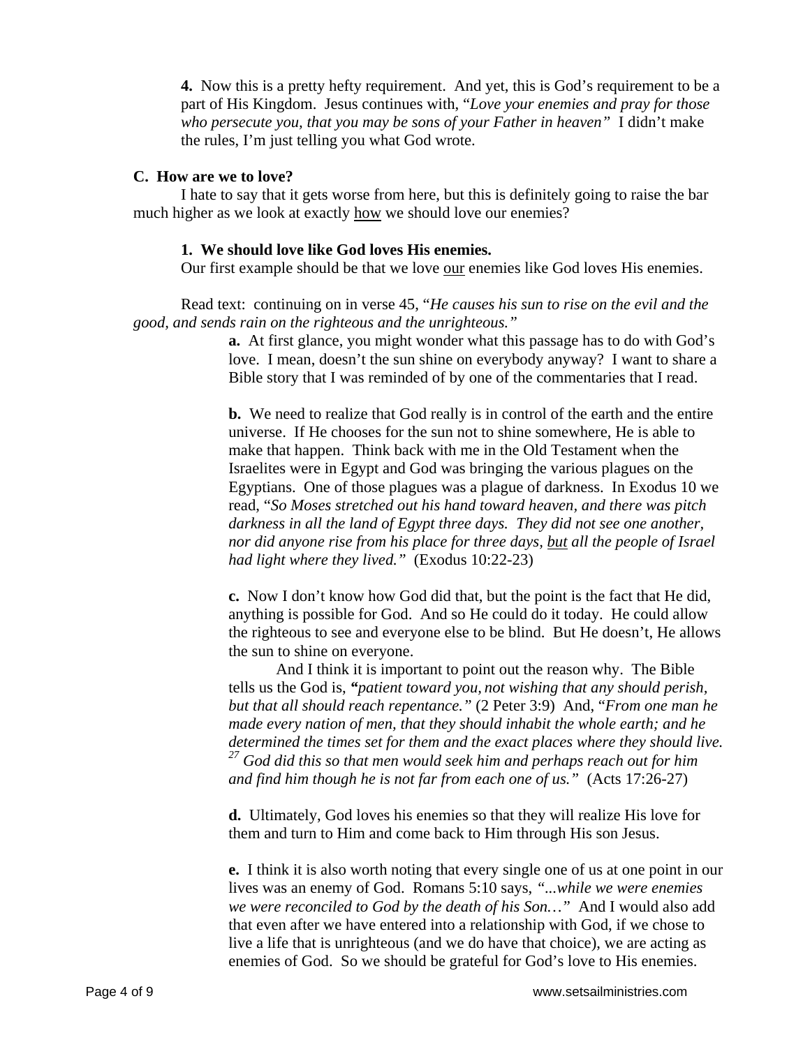**4.** Now this is a pretty hefty requirement. And yet, this is God's requirement to be a part of His Kingdom. Jesus continues with, "*Love your enemies and pray for those who persecute you, that you may be sons of your Father in heaven"* I didn't make the rules, I'm just telling you what God wrote.

**C. How are we to love?**

I hate to say that it gets worse from here, but this is definitely going to raise the bar much higher as we look at exactly <u>how</u> we should love our enemies?

**1. We should love like God loves His enemies.**

Our first example should be that we love <u>our</u> enemies like God loves His enemies.

Read text: continuing on in verse 45, "*He causes his sun to rise on the evil and the good, and sends rain on the righteous and the unrighteous."*

**a.** At first glance, you might wonder what this passage has to do with God's love. I mean, doesn't the sun shine on everybody anyway? I want to share a Bible story that I was reminded of by one of the commentaries that I read.

**b.** We need to realize that God really is in control of the earth and the entire universe. If He chooses for the sun not to shine somewhere, He is able to make that happen. Think back with me in the Old Testament when the Israelites were in Egypt and God was bringing the various plagues on the Egyptians. One of those plagues was a plague of darkness. In Exodus 10 we read, "*So Moses stretched out his hand toward heaven, and there was pitch darkness in all the land of Egypt three days. They did not see one another, nor did anyone rise from his place for three days, <u>but</u> all the people of Israel had light where they lived."* (Exodus 10:22-23)

**c.** Now I don't know how God did that, but the point is the fact that He did, anything is possible for God. And so He could do it today. He could allow the righteous to see and everyone else to be blind. But He doesn't, He allows the sun to shine on everyone.

And I think it is important to point out the reason why. The Bible tells us the God is, *"patient toward you, not wishing that any should perish, but that all should reach repentance."* (2 Peter 3:9) And, "*From one man he made every nation of men, that they should inhabit the whole earth; and he determined the times set for them and the exact places where they should live. [27] God did this so that men would seek him and perhaps reach out for him and find him though he is not far from each one of us."* (Acts 17:26-27)

**d.** Ultimately, God loves his enemies so that they will realize His love for them and turn to Him and come back to Him through His son Jesus.

**e.** I think it is also worth noting that every single one of us at one point in our lives was an enemy of God. Romans 5:10 says, *"...while we were enemies we were reconciled to God by the death of his Son…"* And I would also add that even after we have entered into a relationship with God, if we chose to live a life that is unrighteous (and we do have that choice), we are acting as enemies of God. So we should be grateful for God's love to His enemies.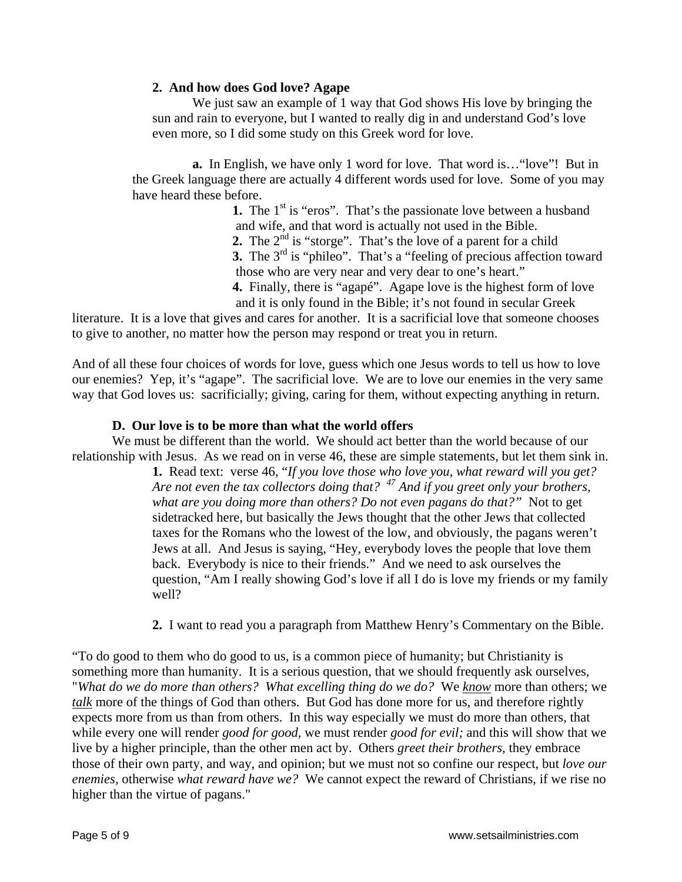**2. And how does God love? Agape**

We just saw an example of 1 way that God shows His love by bringing the sun and rain to everyone, but I wanted to really dig in and understand God's love even more, so I did some study on this Greek word for love.

**a.** In English, we have only 1 word for love. That word is…"love"! But in the Greek language there are actually 4 different words used for love. Some of you may have heard these before.

**1.** The 1st is "eros". That's the passionate love between a husband and wife, and that word is actually not used in the Bible.

**2.** The 2nd is "storge". That's the love of a parent for a child

**3.** The 3rd is "phileo". That's a "feeling of precious affection toward those who are very near and very dear to one's heart."

**4.** Finally, there is "agapé". Agape love is the highest form of love and it is only found in the Bible; it's not found in secular Greek literature. It is a love that gives and cares for another. It is a sacrificial love that someone chooses to give to another, no matter how the person may respond or treat you in return.

And of all these four choices of words for love, guess which one Jesus words to tell us how to love our enemies? Yep, it's "agape". The sacrificial love. We are to love our enemies in the very same way that God loves us: sacrificially; giving, caring for them, without expecting anything in return.

**D. Our love is to be more than what the world offers**

We must be different than the world. We should act better than the world because of our relationship with Jesus. As we read on in verse 46, these are simple statements, but let them sink in.

**1.** Read text: verse 46, "*If you love those who love you, what reward will you get? Are not even the tax collectors doing that? [47] And if you greet only your brothers, what are you doing more than others? Do not even pagans do that?"* Not to get sidetracked here, but basically the Jews thought that the other Jews that collected taxes for the Romans who the lowest of the low, and obviously, the pagans weren't Jews at all. And Jesus is saying, "Hey, everybody loves the people that love them back. Everybody is nice to their friends." And we need to ask ourselves the question, "Am I really showing God's love if all I do is love my friends or my family well?

**2.** I want to read you a paragraph from Matthew Henry's Commentary on the Bible.

"To do good to them who do good to us, is a common piece of humanity; but Christianity is something more than humanity. It is a serious question, that we should frequently ask ourselves, "*What do we do more than others? What excelling thing do we do?* We ***know*** more than others; we ***talk*** more of the things of God than others. But God has done more for us, and therefore rightly expects more from us than from others. In this way especially we must do more than others, that while every one will render *good for good,* we must render *good for evil;* and this will show that we live by a higher principle, than the other men act by. Others *greet their brothers,* they embrace those of their own party, and way, and opinion; but we must not so confine our respect, but *love our enemies,* otherwise *what reward have we?* We cannot expect the reward of Christians, if we rise no higher than the virtue of pagans."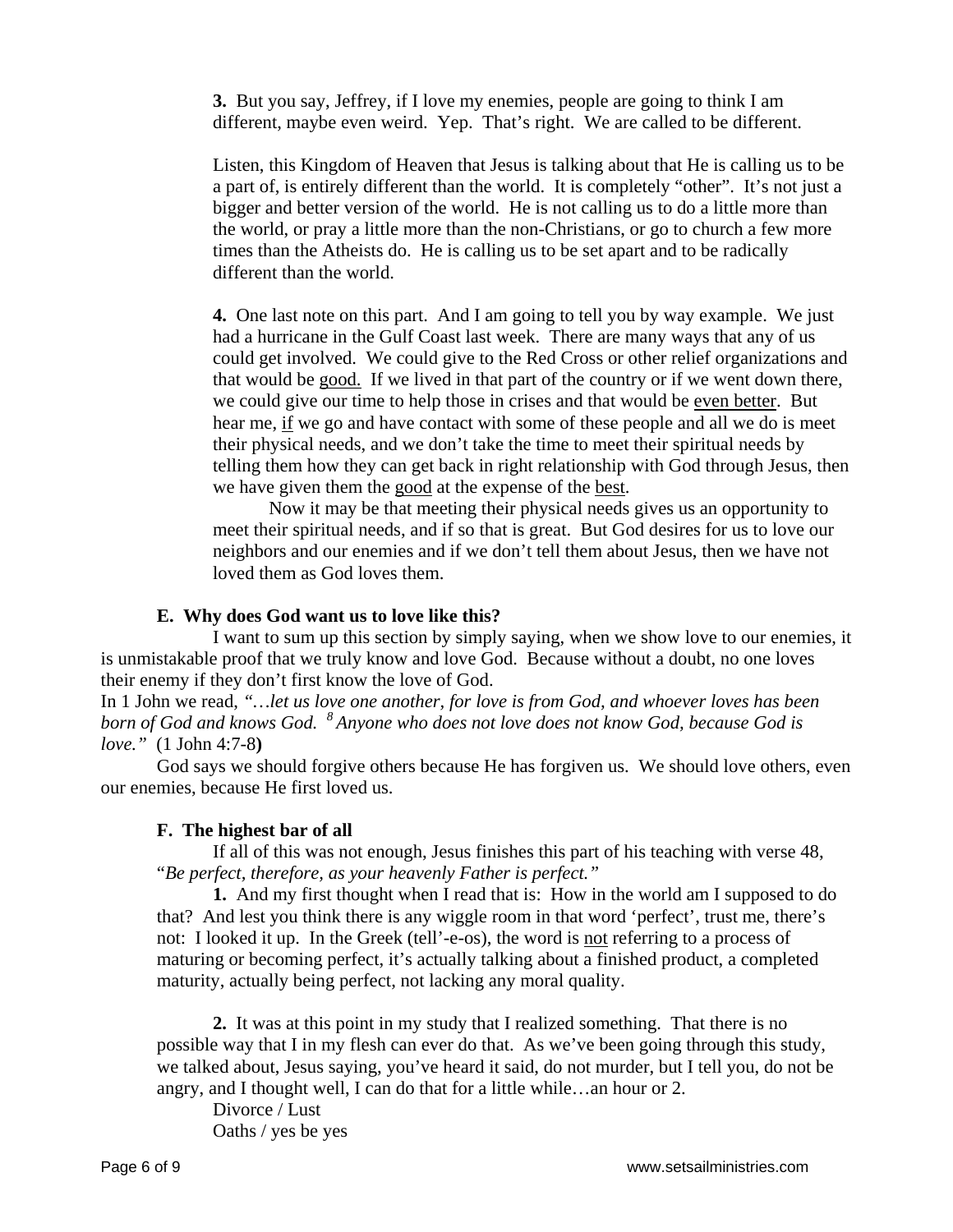**3.** But you say, Jeffrey, if I love my enemies, people are going to think I am different, maybe even weird. Yep. That's right. We are called to be different.

Listen, this Kingdom of Heaven that Jesus is talking about that He is calling us to be a part of, is entirely different than the world. It is completely "other". It's not just a bigger and better version of the world. He is not calling us to do a little more than the world, or pray a little more than the non-Christians, or go to church a few more times than the Atheists do. He is calling us to be set apart and to be radically different than the world.

**4.** One last note on this part. And I am going to tell you by way example. We just had a hurricane in the Gulf Coast last week. There are many ways that any of us could get involved. We could give to the Red Cross or other relief organizations and that would be good. If we lived in that part of the country or if we went down there, we could give our time to help those in crises and that would be even better. But hear me, if we go and have contact with some of these people and all we do is meet their physical needs, and we don't take the time to meet their spiritual needs by telling them how they can get back in right relationship with God through Jesus, then we have given them the good at the expense of the best.

Now it may be that meeting their physical needs gives us an opportunity to meet their spiritual needs, and if so that is great. But God desires for us to love our neighbors and our enemies and if we don't tell them about Jesus, then we have not loved them as God loves them.

**E. Why does God want us to love like this?**

I want to sum up this section by simply saying, when we show love to our enemies, it is unmistakable proof that we truly know and love God. Because without a doubt, no one loves their enemy if they don't first know the love of God.

In 1 John we read, *"…let us love one another, for love is from God, and whoever loves has been born of God and knows God. [8] Anyone who does not love does not know God, because God is love."* (1 John 4:7-8**)**

God says we should forgive others because He has forgiven us. We should love others, even our enemies, because He first loved us.

**F. The highest bar of all**

If all of this was not enough, Jesus finishes this part of his teaching with verse 48, "*Be perfect, therefore, as your heavenly Father is perfect."*

**1.** And my first thought when I read that is: How in the world am I supposed to do that? And lest you think there is any wiggle room in that word 'perfect', trust me, there's not: I looked it up. In the Greek (tell'-e-os), the word is not referring to a process of maturing or becoming perfect, it's actually talking about a finished product, a completed maturity, actually being perfect, not lacking any moral quality.

**2.** It was at this point in my study that I realized something. That there is no possible way that I in my flesh can ever do that. As we've been going through this study, we talked about, Jesus saying, you've heard it said, do not murder, but I tell you, do not be angry, and I thought well, I can do that for a little while…an hour or 2.

Divorce / Lust
Oaths / yes be yes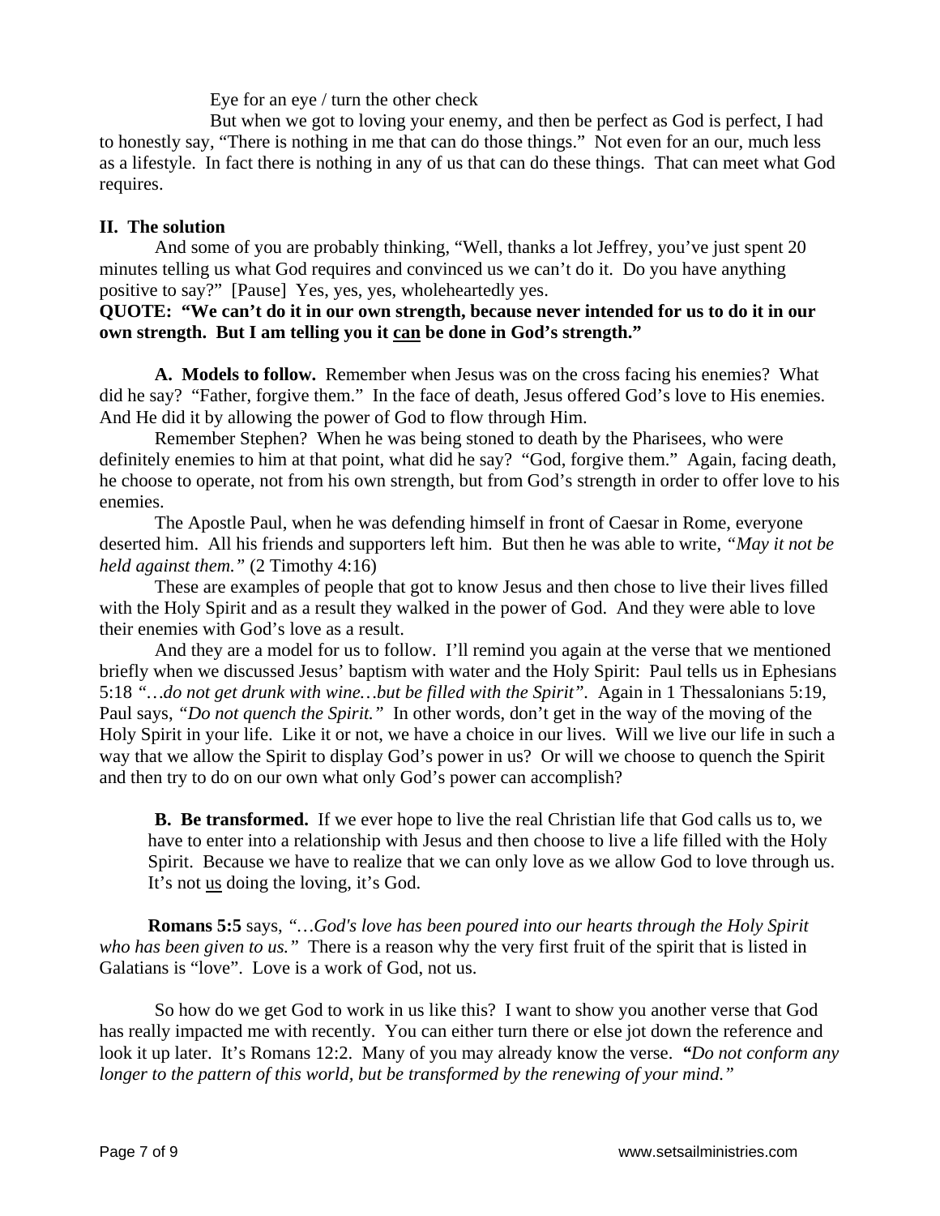Eye for an eye / turn the other check

But when we got to loving your enemy, and then be perfect as God is perfect, I had to honestly say, "There is nothing in me that can do those things." Not even for an our, much less as a lifestyle. In fact there is nothing in any of us that can do these things. That can meet what God requires.

## II. The solution

And some of you are probably thinking, "Well, thanks a lot Jeffrey, you've just spent 20 minutes telling us what God requires and convinced us we can't do it. Do you have anything positive to say?" [Pause] Yes, yes, yes, wholeheartedly yes.

**QUOTE: "We can't do it in our own strength, because never intended for us to do it in our own strength. But I am telling you it <u>can</u> be done in God's strength."**

**A. Models to follow.** Remember when Jesus was on the cross facing his enemies? What did he say? "Father, forgive them." In the face of death, Jesus offered God's love to His enemies. And He did it by allowing the power of God to flow through Him.

Remember Stephen? When he was being stoned to death by the Pharisees, who were definitely enemies to him at that point, what did he say? "God, forgive them." Again, facing death, he choose to operate, not from his own strength, but from God's strength in order to offer love to his enemies.

The Apostle Paul, when he was defending himself in front of Caesar in Rome, everyone deserted him. All his friends and supporters left him. But then he was able to write, *"May it not be held against them."* (2 Timothy 4:16)

These are examples of people that got to know Jesus and then chose to live their lives filled with the Holy Spirit and as a result they walked in the power of God. And they were able to love their enemies with God's love as a result.

And they are a model for us to follow. I'll remind you again at the verse that we mentioned briefly when we discussed Jesus' baptism with water and the Holy Spirit: Paul tells us in Ephesians 5:18 *"…do not get drunk with wine…but be filled with the Spirit"*. Again in 1 Thessalonians 5:19, Paul says, *"Do not quench the Spirit."* In other words, don't get in the way of the moving of the Holy Spirit in your life. Like it or not, we have a choice in our lives. Will we live our life in such a way that we allow the Spirit to display God's power in us? Or will we choose to quench the Spirit and then try to do on our own what only God's power can accomplish?

**B. Be transformed.** If we ever hope to live the real Christian life that God calls us to, we have to enter into a relationship with Jesus and then choose to live a life filled with the Holy Spirit. Because we have to realize that we can only love as we allow God to love through us. It's not <u>us</u> doing the loving, it's God.

**Romans 5:5** says, *"…God's love has been poured into our hearts through the Holy Spirit who has been given to us."* There is a reason why the very first fruit of the spirit that is listed in Galatians is "love". Love is a work of God, not us.

So how do we get God to work in us like this? I want to show you another verse that God has really impacted me with recently. You can either turn there or else jot down the reference and look it up later. It's Romans 12:2. Many of you may already know the verse. ***"****Do not conform any longer to the pattern of this world, but be transformed by the renewing of your mind."*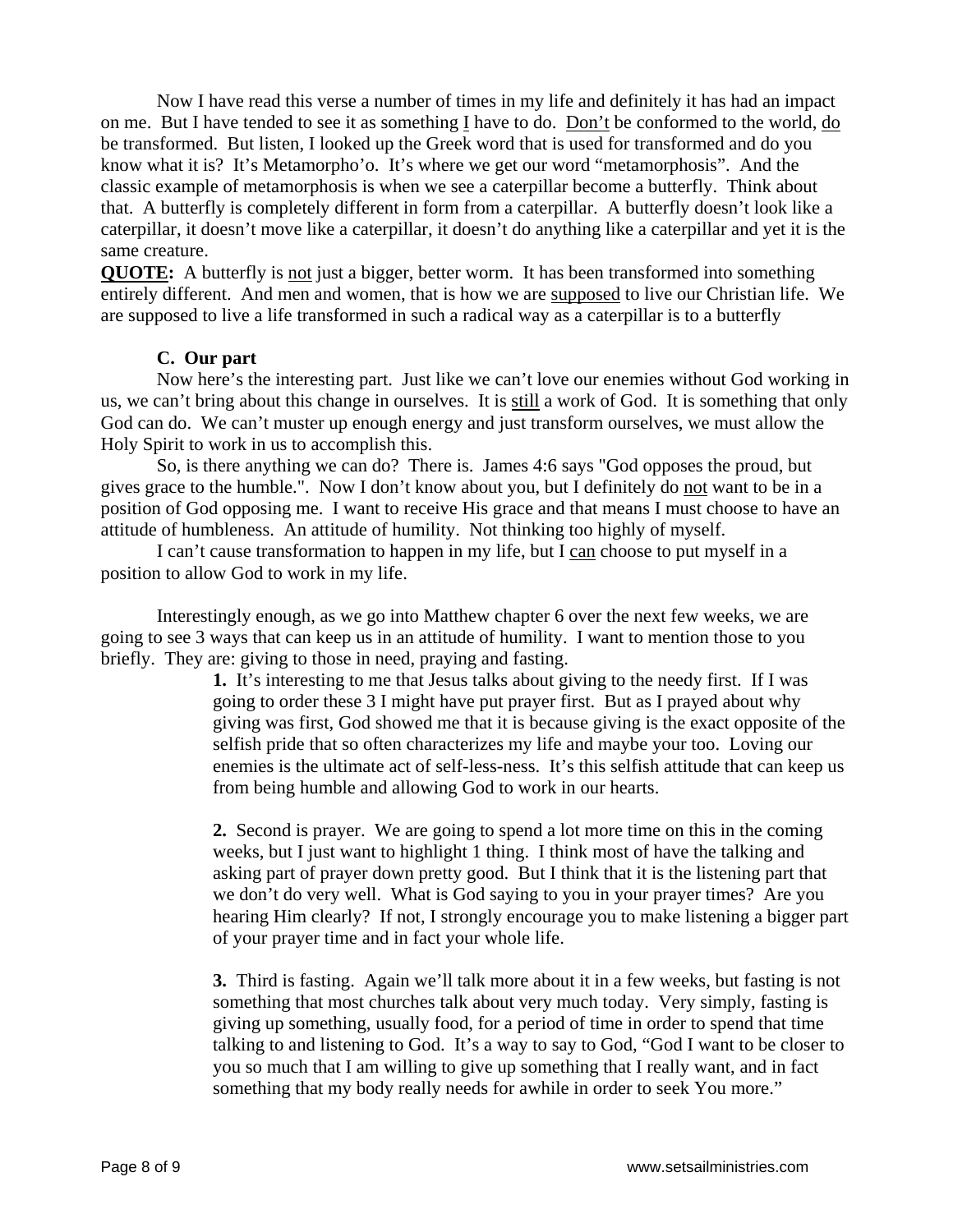Now I have read this verse a number of times in my life and definitely it has had an impact on me. But I have tended to see it as something I have to do. Don't be conformed to the world, do be transformed. But listen, I looked up the Greek word that is used for transformed and do you know what it is? It's Metamorpho'o. It's where we get our word "metamorphosis". And the classic example of metamorphosis is when we see a caterpillar become a butterfly. Think about that. A butterfly is completely different in form from a caterpillar. A butterfly doesn't look like a caterpillar, it doesn't move like a caterpillar, it doesn't do anything like a caterpillar and yet it is the same creature.

**QUOTE:** A butterfly is not just a bigger, better worm. It has been transformed into something entirely different. And men and women, that is how we are supposed to live our Christian life. We are supposed to live a life transformed in such a radical way as a caterpillar is to a butterfly

**C. Our part**

Now here's the interesting part. Just like we can't love our enemies without God working in us, we can't bring about this change in ourselves. It is still a work of God. It is something that only God can do. We can't muster up enough energy and just transform ourselves, we must allow the Holy Spirit to work in us to accomplish this.

So, is there anything we can do? There is. James 4:6 says "God opposes the proud, but gives grace to the humble.". Now I don't know about you, but I definitely do not want to be in a position of God opposing me. I want to receive His grace and that means I must choose to have an attitude of humbleness. An attitude of humility. Not thinking too highly of myself.

I can't cause transformation to happen in my life, but I can choose to put myself in a position to allow God to work in my life.

Interestingly enough, as we go into Matthew chapter 6 over the next few weeks, we are going to see 3 ways that can keep us in an attitude of humility. I want to mention those to you briefly. They are: giving to those in need, praying and fasting.

**1.** It's interesting to me that Jesus talks about giving to the needy first. If I was going to order these 3 I might have put prayer first. But as I prayed about why giving was first, God showed me that it is because giving is the exact opposite of the selfish pride that so often characterizes my life and maybe your too. Loving our enemies is the ultimate act of self-less-ness. It's this selfish attitude that can keep us from being humble and allowing God to work in our hearts.

**2.** Second is prayer. We are going to spend a lot more time on this in the coming weeks, but I just want to highlight 1 thing. I think most of have the talking and asking part of prayer down pretty good. But I think that it is the listening part that we don't do very well. What is God saying to you in your prayer times? Are you hearing Him clearly? If not, I strongly encourage you to make listening a bigger part of your prayer time and in fact your whole life.

**3.** Third is fasting. Again we'll talk more about it in a few weeks, but fasting is not something that most churches talk about very much today. Very simply, fasting is giving up something, usually food, for a period of time in order to spend that time talking to and listening to God. It's a way to say to God, "God I want to be closer to you so much that I am willing to give up something that I really want, and in fact something that my body really needs for awhile in order to seek You more."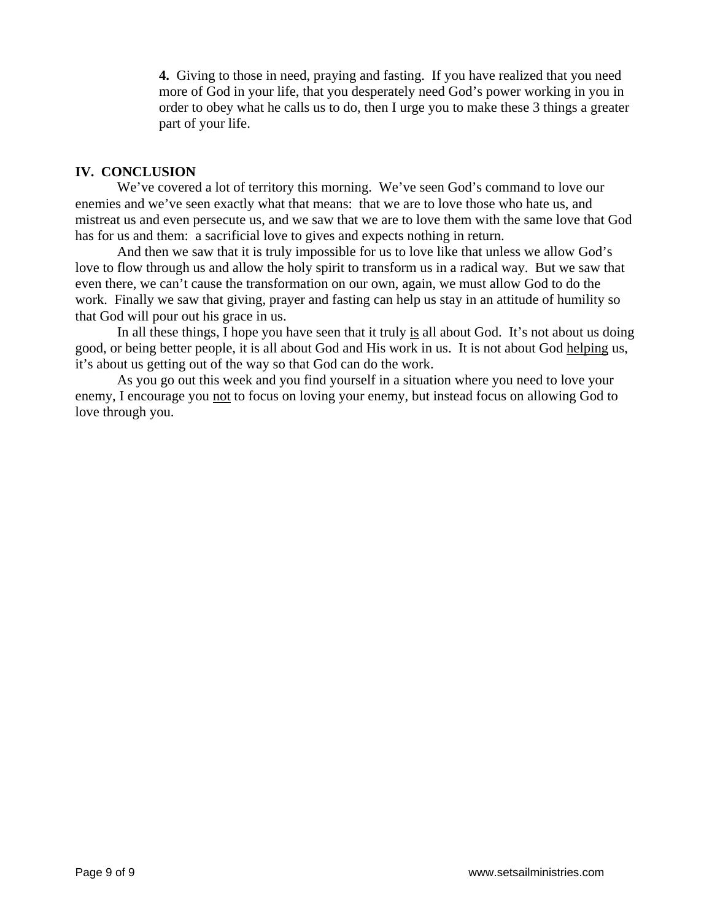**4.** Giving to those in need, praying and fasting. If you have realized that you need more of God in your life, that you desperately need God's power working in you in order to obey what he calls us to do, then I urge you to make these 3 things a greater part of your life.

## IV. CONCLUSION

We've covered a lot of territory this morning. We've seen God's command to love our enemies and we've seen exactly what that means: that we are to love those who hate us, and mistreat us and even persecute us, and we saw that we are to love them with the same love that God has for us and them: a sacrificial love to gives and expects nothing in return.

And then we saw that it is truly impossible for us to love like that unless we allow God's love to flow through us and allow the holy spirit to transform us in a radical way. But we saw that even there, we can't cause the transformation on our own, again, we must allow God to do the work. Finally we saw that giving, prayer and fasting can help us stay in an attitude of humility so that God will pour out his grace in us.

In all these things, I hope you have seen that it truly <u>is</u> all about God. It's not about us doing good, or being better people, it is all about God and His work in us. It is not about God <u>helping</u> us, it's about us getting out of the way so that God can do the work.

As you go out this week and you find yourself in a situation where you need to love your enemy, I encourage you <u>not</u> to focus on loving your enemy, but instead focus on allowing God to love through you.